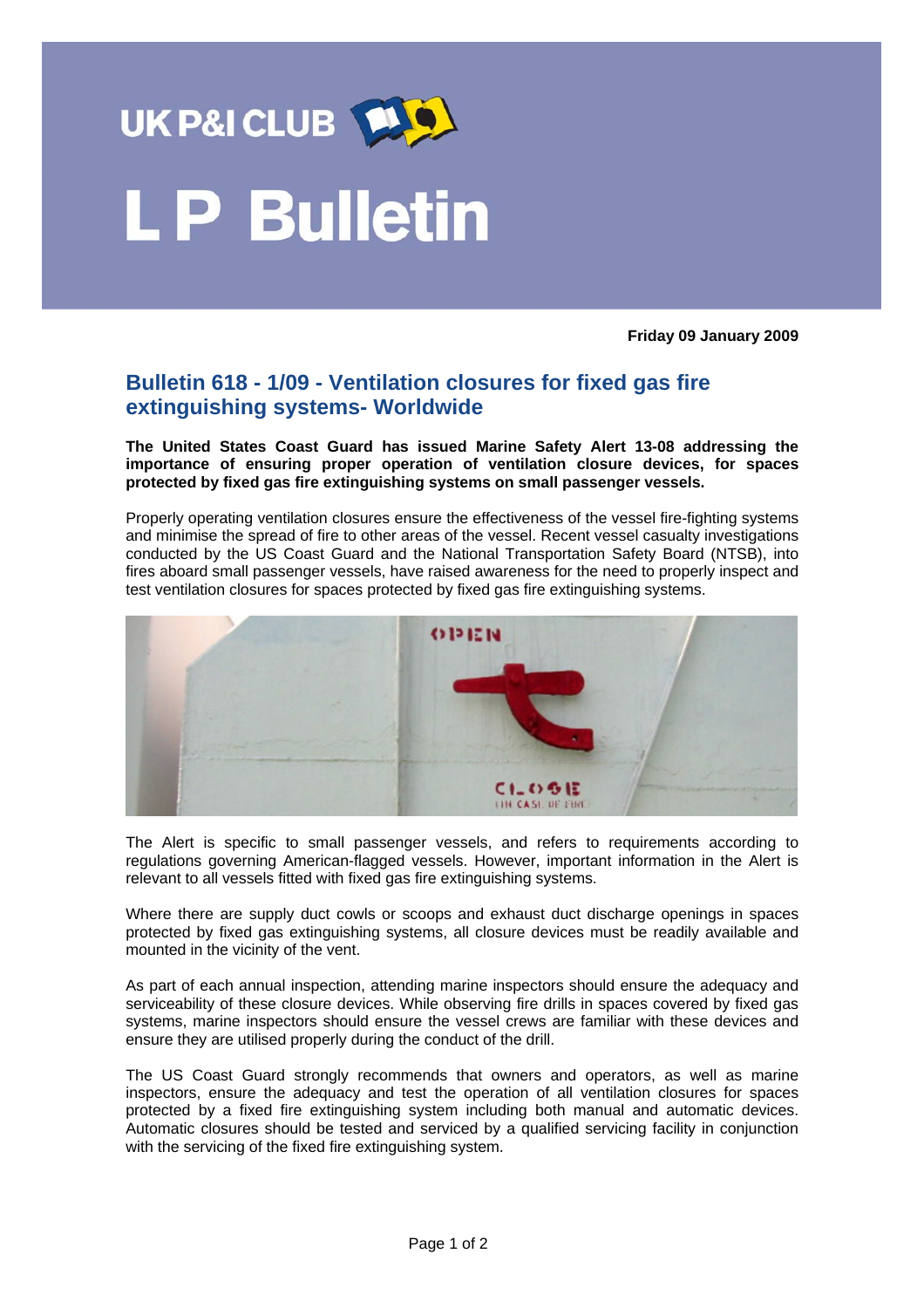UK P&I CLUB

# L P Bulletin

**Friday 09 January 2009**

## Bulletin 618 - 1/09 - Ventilation closures for fixed gas fire extinguishing systems- Worldwide

**The United States Coast Guard has issued Marine Safety Alert 13-08 addressing the importance of ensuring proper operation of ventilation closure devices, for spaces protected by fixed gas fire extinguishing systems on small passenger vessels.**

Properly operating ventilation closures ensure the effectiveness of the vessel fire-fighting systems and minimise the spread of fire to other areas of the vessel. Recent vessel casualty investigations conducted by the US Coast Guard and the National Transportation Safety Board (NTSB), into fires aboard small passenger vessels, have raised awareness for the need to properly inspect and test ventilation closures for spaces protected by fixed gas fire extinguishing systems.

The Alert is specific to small passenger vessels, and refers to requirements according to regulations governing American-flagged vessels. However, important information in the Alert is relevant to all vessels fitted with fixed gas fire extinguishing systems.

Where there are supply duct cowls or scoops and exhaust duct discharge openings in spaces protected by fixed gas extinguishing systems, all closure devices must be readily available and mounted in the vicinity of the vent.

As part of each annual inspection, attending marine inspectors should ensure the adequacy and serviceability of these closure devices. While observing fire drills in spaces covered by fixed gas systems, marine inspectors should ensure the vessel crews are familiar with these devices and ensure they are utilised properly during the conduct of the drill.

The US Coast Guard strongly recommends that owners and operators, as well as marine inspectors, ensure the adequacy and test the operation of all ventilation closures for spaces protected by a fixed fire extinguishing system including both manual and automatic devices. Automatic closures should be tested and serviced by a qualified servicing facility in conjunction with the servicing of the fixed fire extinguishing system.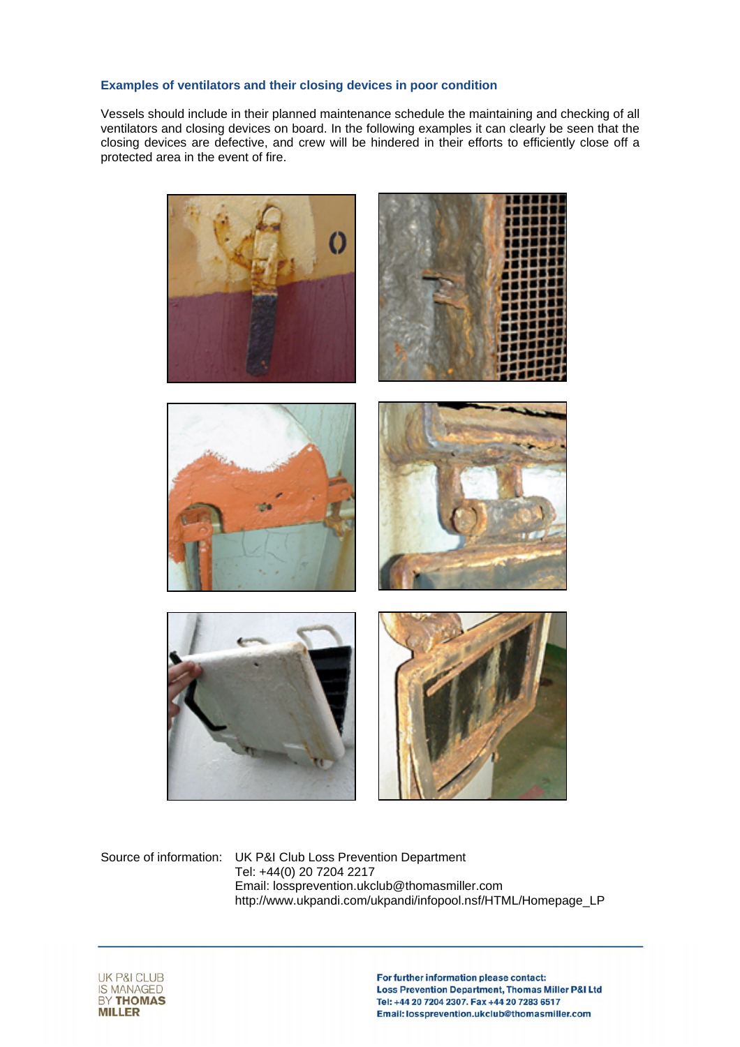### Examples of ventilators and their closing devices in poor condition

Vessels should include in their planned maintenance schedule the maintaining and checking of all ventilators and closing devices on board. In the following examples it can clearly be seen that the closing devices are defective, and crew will be hindered in their efforts to efficiently close off a protected area in the event of fire.

Source of information: UK P&I Club Loss Prevention Department
Tel: +44(0) 20 7204 2217
Email: lossprevention.ukclub@thomasmiller.com
http://www.ukpandi.com/ukpandi/infopool.nsf/HTML/Homepage_LP

UK P&I CLUB IS MANAGED BY **THOMAS MILLER**

**For further information please contact:**
**Loss Prevention Department, Thomas Miller P&I Ltd**
**Tel: +44 20 7204 2307. Fax +44 20 7283 6517**
**Email: lossprevention.ukclub@thomasmiller.com**